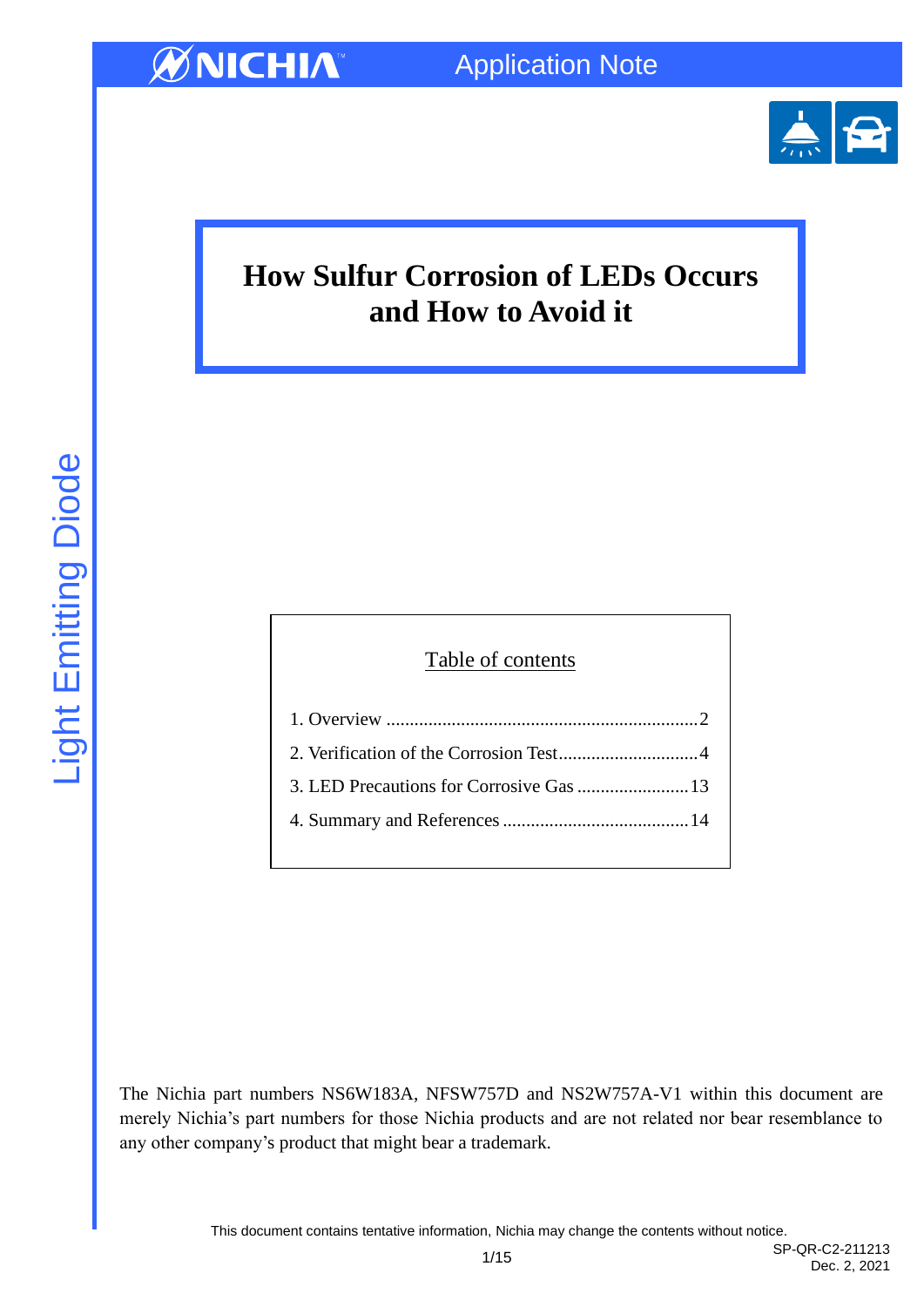NICHIA Application Note

# How Sulfur Corrosion of LEDs Occurs and How to Avoid it

Light Emitting Diode

Table of contents

1. Overview ..................................................................2
2. Verification of the Corrosion Test..............................4
3. LED Precautions for Corrosive Gas ........................13
4. Summary and References ........................................14

The Nichia part numbers NS6W183A, NFSW757D and NS2W757A-V1 within this document are merely Nichia's part numbers for those Nichia products and are not related nor bear resemblance to any other company's product that might bear a trademark.

This document contains tentative information, Nichia may change the contents without notice.

SP-QR-C2-211213
Dec. 2, 2021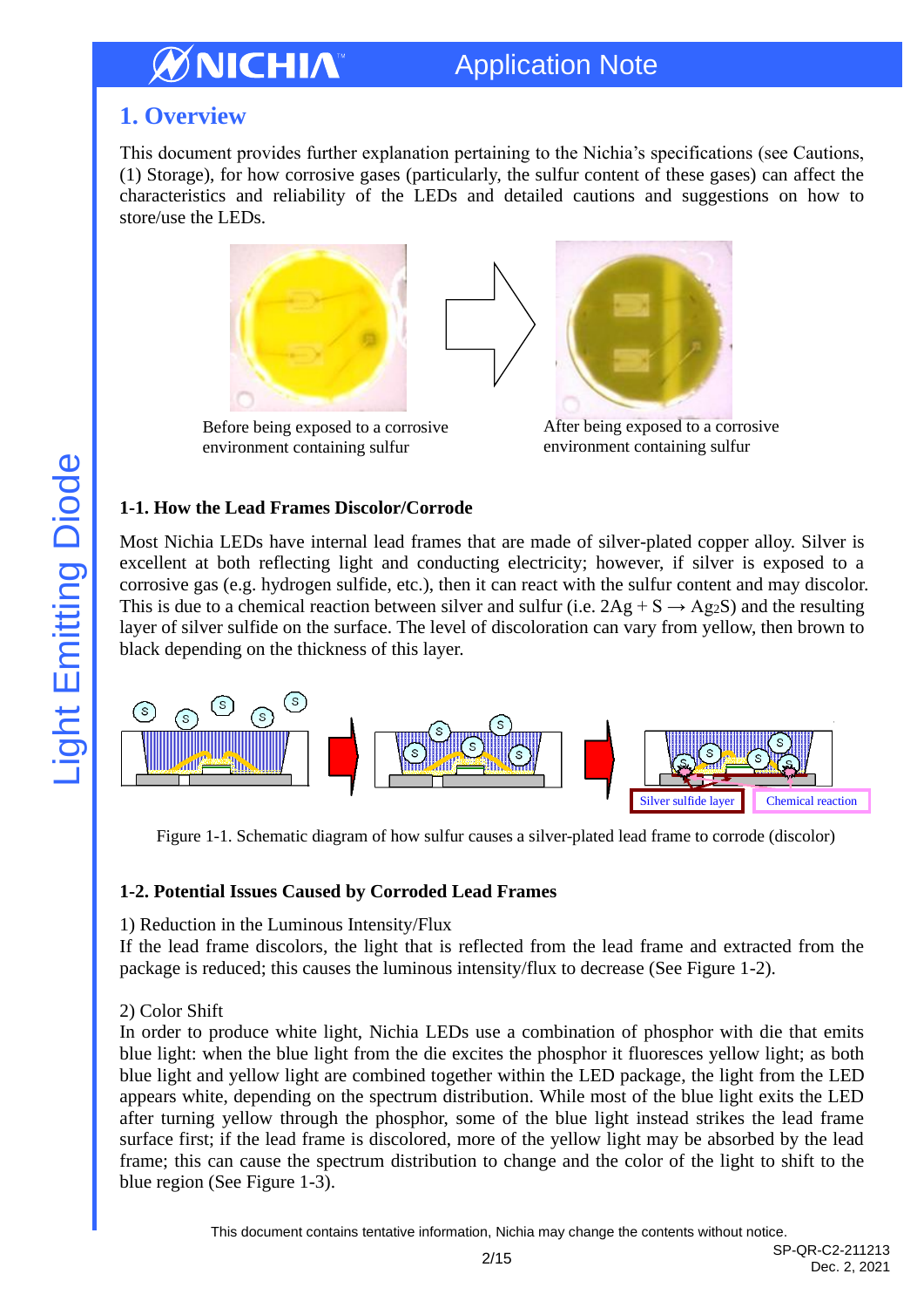## 1. Overview

This document provides further explanation pertaining to the Nichia's specifications (see Cautions, (1) Storage), for how corrosive gases (particularly, the sulfur content of these gases) can affect the characteristics and reliability of the LEDs and detailed cautions and suggestions on how to store/use the LEDs.

Before being exposed to a corrosive environment containing sulfur

After being exposed to a corrosive environment containing sulfur

### 1-1. How the Lead Frames Discolor/Corrode

Most Nichia LEDs have internal lead frames that are made of silver-plated copper alloy. Silver is excellent at both reflecting light and conducting electricity; however, if silver is exposed to a corrosive gas (e.g. hydrogen sulfide, etc.), then it can react with the sulfur content and may discolor. This is due to a chemical reaction between silver and sulfur (i.e. $2Ag + S \rightarrow Ag_2S$) and the resulting layer of silver sulfide on the surface. The level of discoloration can vary from yellow, then brown to black depending on the thickness of this layer.

Silver sulfide layer

Chemical reaction

Figure 1-1. Schematic diagram of how sulfur causes a silver-plated lead frame to corrode (discolor)

### 1-2. Potential Issues Caused by Corroded Lead Frames

1) Reduction in the Luminous Intensity/Flux
If the lead frame discolors, the light that is reflected from the lead frame and extracted from the package is reduced; this causes the luminous intensity/flux to decrease (See Figure 1-2).

2) Color Shift
In order to produce white light, Nichia LEDs use a combination of phosphor with die that emits blue light: when the blue light from the die excites the phosphor it fluoresces yellow light; as both blue light and yellow light are combined together within the LED package, the light from the LED appears white, depending on the spectrum distribution. While most of the blue light exits the LED after turning yellow through the phosphor, some of the blue light instead strikes the lead frame surface first; if the lead frame is discolored, more of the yellow light may be absorbed by the lead frame; this can cause the spectrum distribution to change and the color of the light to shift to the blue region (See Figure 1-3).

This document contains tentative information, Nichia may change the contents without notice.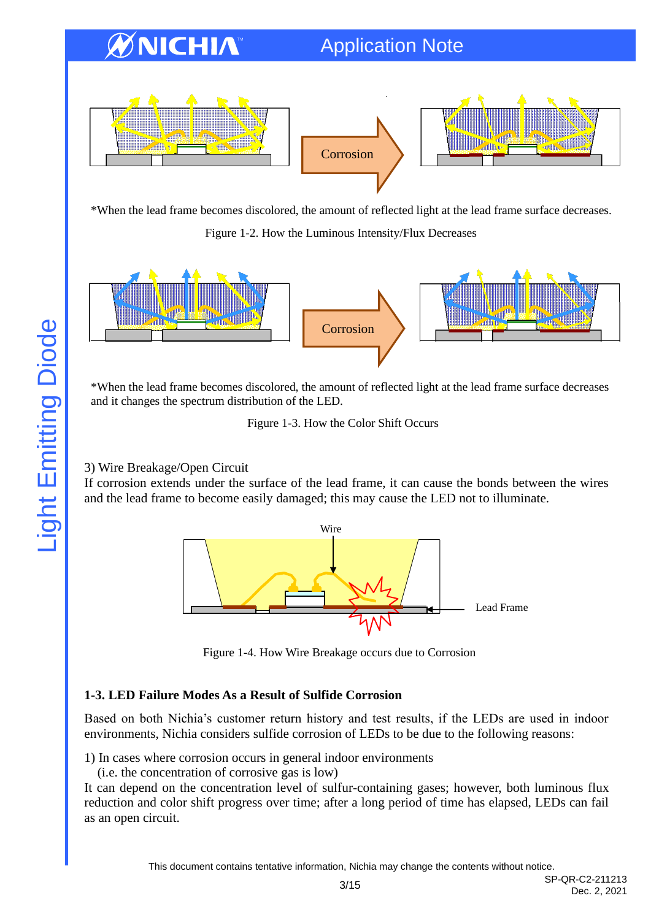Corrosion

*When the lead frame becomes discolored, the amount of reflected light at the lead frame surface decreases.

Figure 1-2. How the Luminous Intensity/Flux Decreases

Corrosion

*When the lead frame becomes discolored, the amount of reflected light at the lead frame surface decreases and it changes the spectrum distribution of the LED.

Figure 1-3. How the Color Shift Occurs

3) Wire Breakage/Open Circuit

If corrosion extends under the surface of the lead frame, it can cause the bonds between the wires and the lead frame to become easily damaged; this may cause the LED not to illuminate.

Wire

Lead Frame

Figure 1-4. How Wire Breakage occurs due to Corrosion

### 1-3. LED Failure Modes As a Result of Sulfide Corrosion

Based on both Nichia's customer return history and test results, if the LEDs are used in indoor environments, Nichia considers sulfide corrosion of LEDs to be due to the following reasons:

1) In cases where corrosion occurs in general indoor environments
   (i.e. the concentration of corrosive gas is low)

It can depend on the concentration level of sulfur-containing gases; however, both luminous flux reduction and color shift progress over time; after a long period of time has elapsed, LEDs can fail as an open circuit.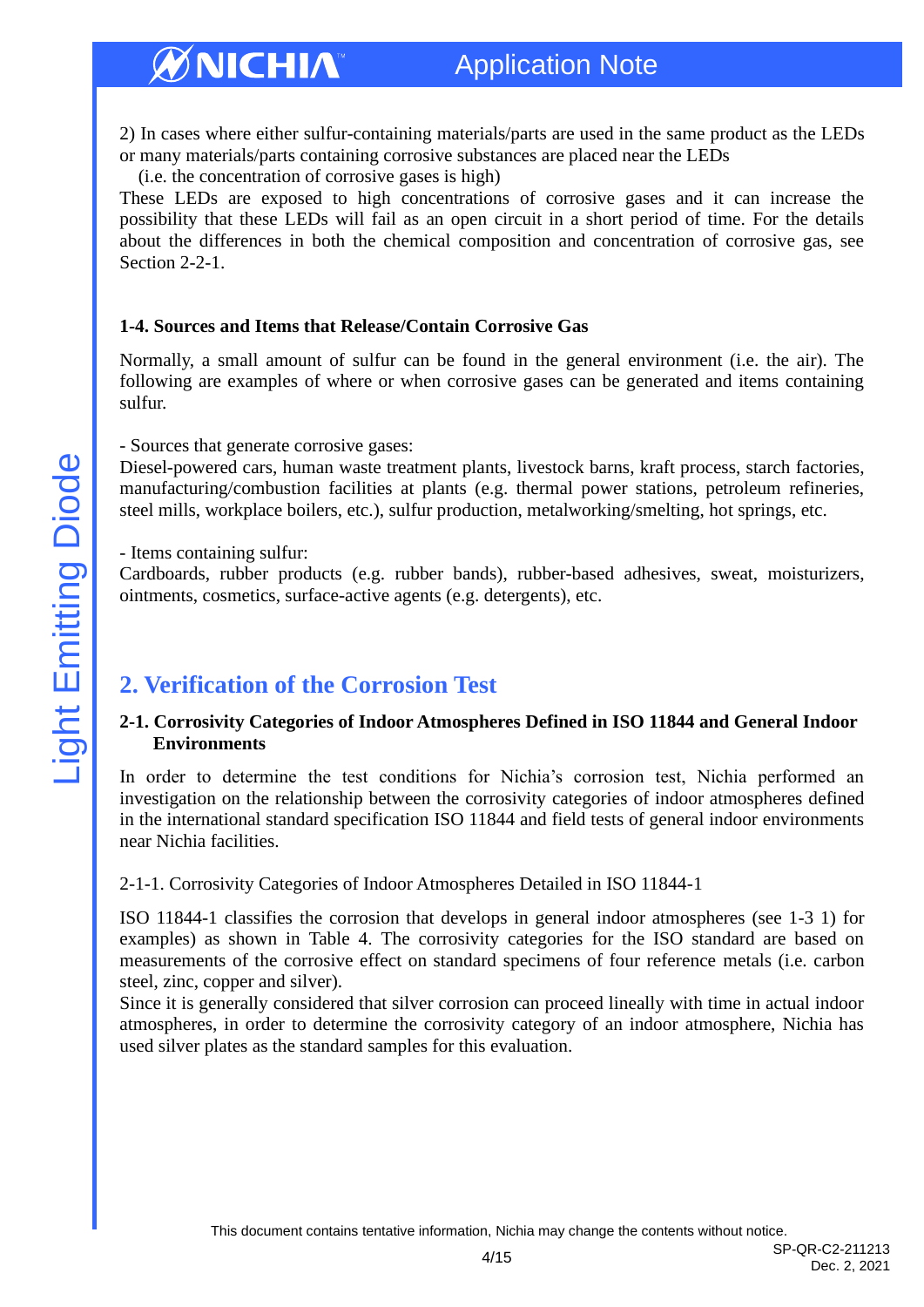2) In cases where either sulfur-containing materials/parts are used in the same product as the LEDs or many materials/parts containing corrosive substances are placed near the LEDs
(i.e. the concentration of corrosive gases is high)
These LEDs are exposed to high concentrations of corrosive gases and it can increase the possibility that these LEDs will fail as an open circuit in a short period of time. For the details about the differences in both the chemical composition and concentration of corrosive gas, see Section 2-2-1.

### 1-4. Sources and Items that Release/Contain Corrosive Gas

Normally, a small amount of sulfur can be found in the general environment (i.e. the air). The following are examples of where or when corrosive gases can be generated and items containing sulfur.

- Sources that generate corrosive gases:
Diesel-powered cars, human waste treatment plants, livestock barns, kraft process, starch factories, manufacturing/combustion facilities at plants (e.g. thermal power stations, petroleum refineries, steel mills, workplace boilers, etc.), sulfur production, metalworking/smelting, hot springs, etc.

- Items containing sulfur:
Cardboards, rubber products (e.g. rubber bands), rubber-based adhesives, sweat, moisturizers, ointments, cosmetics, surface-active agents (e.g. detergents), etc.

## 2. Verification of the Corrosion Test

### 2-1. Corrosivity Categories of Indoor Atmospheres Defined in ISO 11844 and General Indoor Environments

In order to determine the test conditions for Nichia's corrosion test, Nichia performed an investigation on the relationship between the corrosivity categories of indoor atmospheres defined in the international standard specification ISO 11844 and field tests of general indoor environments near Nichia facilities.

2-1-1. Corrosivity Categories of Indoor Atmospheres Detailed in ISO 11844-1

ISO 11844-1 classifies the corrosion that develops in general indoor atmospheres (see 1-3 1) for examples) as shown in Table 4. The corrosivity categories for the ISO standard are based on measurements of the corrosive effect on standard specimens of four reference metals (i.e. carbon steel, zinc, copper and silver).
Since it is generally considered that silver corrosion can proceed lineally with time in actual indoor atmospheres, in order to determine the corrosivity category of an indoor atmosphere, Nichia has used silver plates as the standard samples for this evaluation.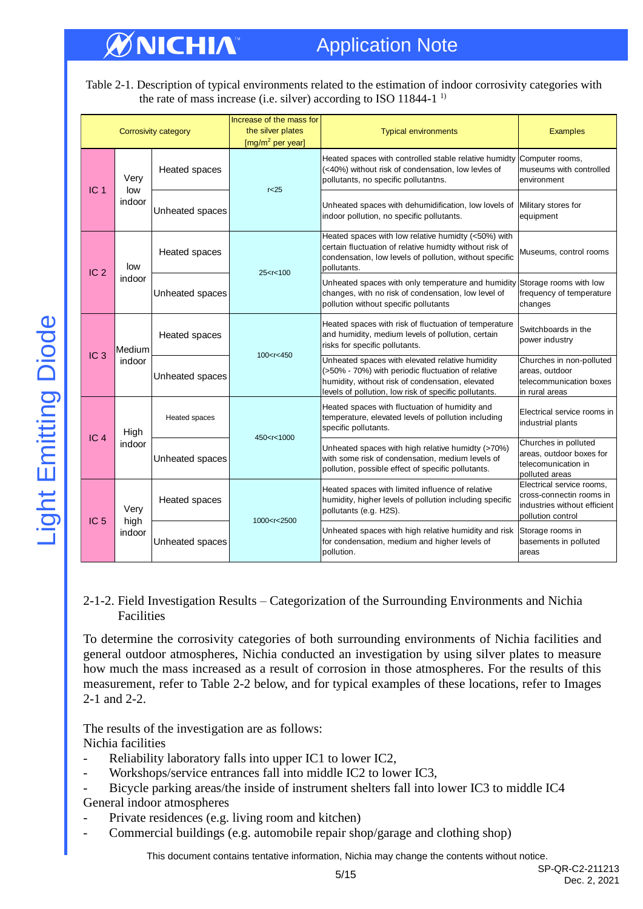Table 2-1. Description of typical environments related to the estimation of indoor corrosivity categories with the rate of mass increase (i.e. silver) according to ISO 11844-1 [1)]

| Corrosivity category | | | Increase of the mass for the silver plates [mg/m$^2$ per year] | Typical environments | Examples |
|---|---|---|---|---|---|
| IC 1 | Very low indoor | Heated spaces | r<25 | Heated spaces with controlled stable relative humidty (<40%) without risk of condensation, low levles of indoor pollution, no specific pollutantns. | Computer rooms, museums with controlled environment |
| | | Unheated spaces | | Unheated spaces with dehumidification, low levels of indoor pollution, no specific pollutants. | Military stores for equipment |
| IC 2 | low indoor | Heated spaces | 25<r<100 | Heated spaces with low relative humidty (<50%) with certain fluctuation of relative humidty without risk of condensation, low levels of pollution, without specific pollutants. | Museums, control rooms |
| | | Unheated spaces | | Unheated spaces with only temperature and humidity changes, with no risk of condensation, low level of pollution without specific pollutants | Storage rooms with low frequency of temperature changes |
| IC 3 | Medium indoor | Heated spaces | 100<r<450 | Heated spaces with risk of fluctuation of temperature and humidity, medium levels of pollution, certain risks for specific pollutants. | Switchboards in the power industry |
| | | Unheated spaces | | Unheated spaces with elevated relative humidity (>50% - 70%) with periodic fluctuation of relative humidity, without risk of condensation, elevated levels of pollution, low risk of specific pollutants. | Churches in non-polluted areas, outdoor telecommunication boxes in rural areas |
| IC 4 | High indoor | Heated spaces | 450<r<1000 | Heated spaces with fluctuation of humidity and temperature, elevated levels of pollution including specific pollutants. | Electrical service rooms in industrial plants |
| | | Unheated spaces | | Unheated spaces with high relative humidty (>70%) with some risk of condensation, medium levels of pollution, possible effect of specific pollutants. | Churches in polluted areas, outdoor boxes for telecomunication in polluted areas |
| IC 5 | Very high indoor | Heated spaces | 1000<r<2500 | Heated spaces with limited influence of relative humidity, higher levels of pollution including specific pollutants (e.g. H2S). | Electrical service rooms, cross-connectin rooms in industries without efficient pollution control |
| | | Unheated spaces | | Unheated spaces with high relative humidity and risk for condensation, medium and higher levels of pollution. | Storage rooms in basements in polluted areas |

## 2-1-2. Field Investigation Results – Categorization of the Surrounding Environments and Nichia Facilities

To determine the corrosivity categories of both surrounding environments of Nichia facilities and general outdoor atmospheres, Nichia conducted an investigation by using silver plates to measure how much the mass increased as a result of corrosion in those atmospheres. For the results of this measurement, refer to Table 2-2 below, and for typical examples of these locations, refer to Images 2-1 and 2-2.

The results of the investigation are as follows:

Nichia facilities

- Reliability laboratory falls into upper IC1 to lower IC2,
- Workshops/service entrances fall into middle IC2 to lower IC3,
- Bicycle parking areas/the inside of instrument shelters fall into lower IC3 to middle IC4

General indoor atmospheres

- Private residences (e.g. living room and kitchen)
- Commercial buildings (e.g. automobile repair shop/garage and clothing shop)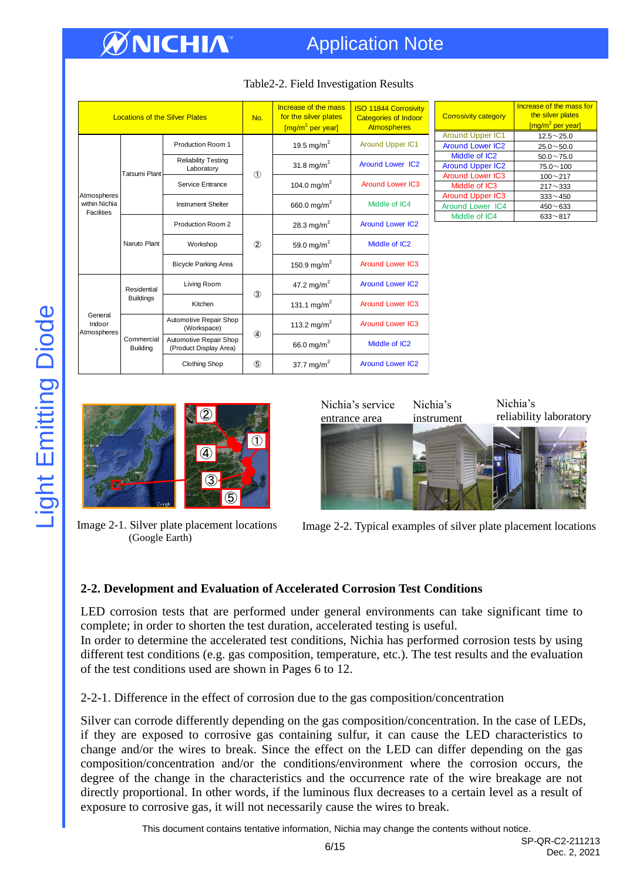Table2-2. Field Investigation Results

| Locations of the Silver Plates | | | No. | Increase of the mass for the silver plates [mg/m$^2$ per year] | ISO 11844 Corrosivity Categories of Indoor Atmospheres |
|---|---|---|---|---|---|
| Atmospheres within Nichia Facilities | Tatsumi Plant | Production Room 1 | ① | 19.5 mg/m$^2$ | Around Upper IC1 |
| | | Reliability Testing Laboratory | | 31.8 mg/m$^2$ | Around Lower IC2 |
| | | Service Entrance | | 104.0 mg/m$^2$ | Around Lower IC3 |
| | | Instrument Shelter | | 660.0 mg/m$^2$ | Middle of IC4 |
| | Naruto Plant | Production Room 2 | ② | 28.3 mg/m$^2$ | Around Lower IC2 |
| | | Workshop | | 59.0 mg/m$^2$ | Middle of IC2 |
| | | Bicycle Parking Area | | 150.9 mg/m$^2$ | Around Lower IC3 |
| General Indoor Atmospheres | Residential Buildings | Living Room | ③ | 47.2 mg/m$^2$ | Around Lower IC2 |
| | | Kitchen | | 131.1 mg/m$^2$ | Around Lower IC3 |
| | Commercial Building | Automotive Repair Shop (Workspace) | ④ | 113.2 mg/m$^2$ | Around Lower IC3 |
| | | Automotive Repair Shop (Product Display Area) | | 66.0 mg/m$^2$ | Middle of IC2 |
| | | Clothing Shop | ⑤ | 37.7 mg/m$^2$ | Around Lower IC2 |

| Corrosivity category | Increase of the mass for the silver plates [mg/m$^2$ per year] |
|---|---|
| Around Upper IC1 | 12.5～25.0 |
| Around Lower IC2 | 25.0～50.0 |
| Middle of IC2 | 50.0～75.0 |
| Around Upper IC2 | 75.0～100 |
| Around Lower IC3 | 100～217 |
| Middle of IC3 | 217～333 |
| Around Upper IC3 | 333～450 |
| Around Lower IC4 | 450～633 |
| Middle of IC4 | 633～817 |

Image 2-1. Silver plate placement locations (Google Earth)

Nichia's service entrance area　Nichia's instrument　Nichia's reliability laboratory

Image 2-2. Typical examples of silver plate placement locations

## 2-2. Development and Evaluation of Accelerated Corrosion Test Conditions

LED corrosion tests that are performed under general environments can take significant time to complete; in order to shorten the test duration, accelerated testing is useful.
In order to determine the accelerated test conditions, Nichia has performed corrosion tests by using different test conditions (e.g. gas composition, temperature, etc.). The test results and the evaluation of the test conditions used are shown in Pages 6 to 12.

### 2-2-1. Difference in the effect of corrosion due to the gas composition/concentration

Silver can corrode differently depending on the gas composition/concentration. In the case of LEDs, if they are exposed to corrosive gas containing sulfur, it can cause the LED characteristics to change and/or the wires to break. Since the effect on the LED can differ depending on the gas composition/concentration and/or the conditions/environment where the corrosion occurs, the degree of the change in the characteristics and the occurrence rate of the wire breakage are not directly proportional. In other words, if the luminous flux decreases to a certain level as a result of exposure to corrosive gas, it will not necessarily cause the wires to break.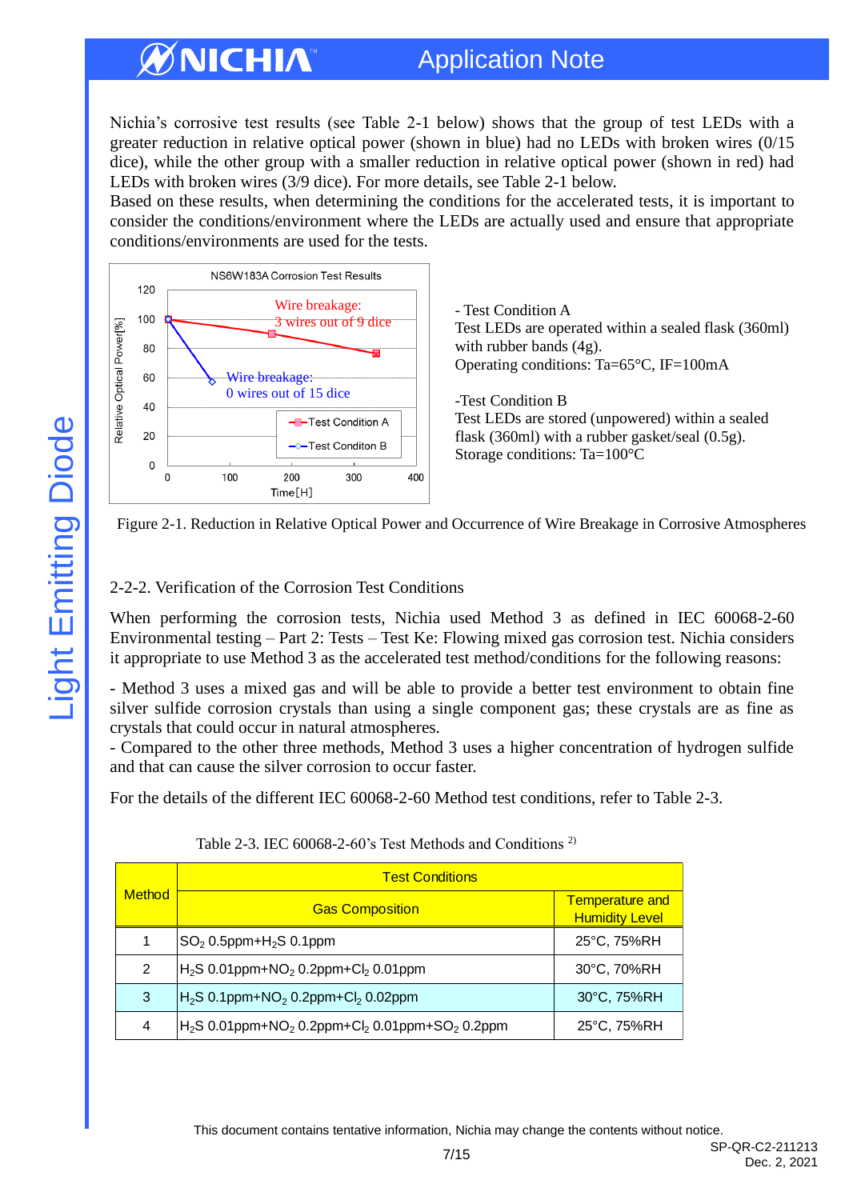Nichia's corrosive test results (see Table 2-1 below) shows that the group of test LEDs with a greater reduction in relative optical power (shown in blue) had no LEDs with broken wires (0/15 dice), while the other group with a smaller reduction in relative optical power (shown in red) had LEDs with broken wires (3/9 dice). For more details, see Table 2-1 below.
Based on these results, when determining the conditions for the accelerated tests, it is important to consider the conditions/environment where the LEDs are actually used and ensure that appropriate conditions/environments are used for the tests.

NS6W183A Corrosion Test Results

Wire breakage: 3 wires out of 9 dice

Wire breakage: 0 wires out of 15 dice

Test Condition A

Test Conditon B

Relative Optical Power[%]

Time[H]

- Test Condition A
Test LEDs are operated within a sealed flask (360ml) with rubber bands (4g).
Operating conditions: Ta=65°C, IF=100mA

-Test Condition B
Test LEDs are stored (unpowered) within a sealed flask (360ml) with a rubber gasket/seal (0.5g).
Storage conditions: Ta=100°C

Figure 2-1. Reduction in Relative Optical Power and Occurrence of Wire Breakage in Corrosive Atmospheres

### 2-2-2. Verification of the Corrosion Test Conditions

When performing the corrosion tests, Nichia used Method 3 as defined in IEC 60068-2-60 Environmental testing – Part 2: Tests – Test Ke: Flowing mixed gas corrosion test. Nichia considers it appropriate to use Method 3 as the accelerated test method/conditions for the following reasons:

- Method 3 uses a mixed gas and will be able to provide a better test environment to obtain fine silver sulfide corrosion crystals than using a single component gas; these crystals are as fine as crystals that could occur in natural atmospheres.
- Compared to the other three methods, Method 3 uses a higher concentration of hydrogen sulfide and that can cause the silver corrosion to occur faster.

For the details of the different IEC 60068-2-60 Method test conditions, refer to Table 2-3.

Table 2-3. IEC 60068-2-60's Test Methods and Conditions [2)]

| Method | Test Conditions | |
|---|---|---|
| | Gas Composition | Temperature and Humidity Level |
| 1 | $SO_2$ 0.5ppm+$H_2S$ 0.1ppm | 25°C, 75%RH |
| 2 | $H_2S$ 0.01ppm+$NO_2$ 0.2ppm+$Cl_2$ 0.01ppm | 30°C, 70%RH |
| 3 | $H_2S$ 0.1ppm+$NO_2$ 0.2ppm+$Cl_2$ 0.02ppm | 30°C, 75%RH |
| 4 | $H_2S$ 0.01ppm+$NO_2$ 0.2ppm+$Cl_2$ 0.01ppm+$SO_2$ 0.2ppm | 25°C, 75%RH |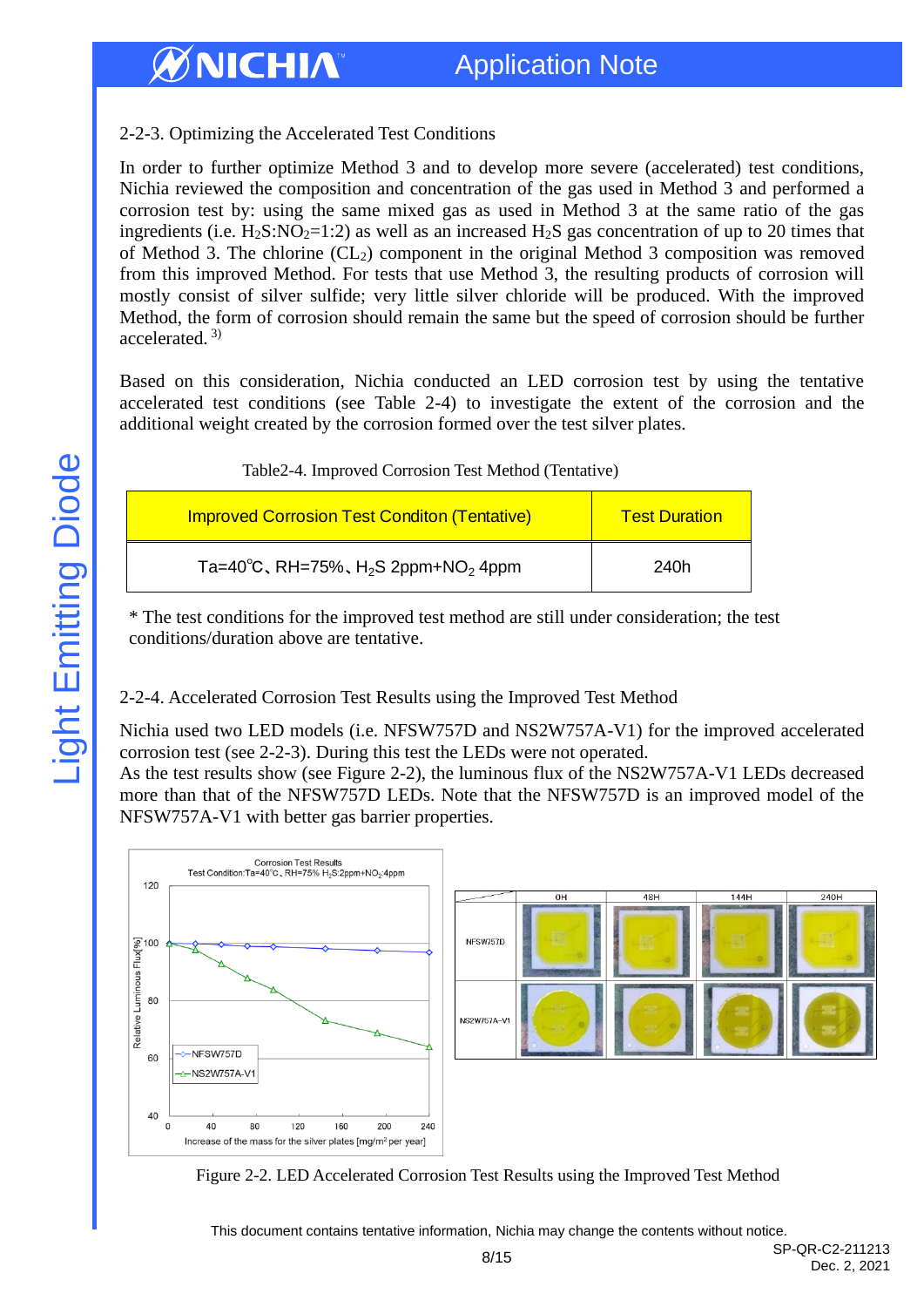### 2-2-3. Optimizing the Accelerated Test Conditions

In order to further optimize Method 3 and to develop more severe (accelerated) test conditions, Nichia reviewed the composition and concentration of the gas used in Method 3 and performed a corrosion test by: using the same mixed gas as used in Method 3 at the same ratio of the gas ingredients (i.e. $H_2S$:$NO_2$=1:2) as well as an increased $H_2S$ gas concentration of up to 20 times that of Method 3. The chlorine ($CL_2$) component in the original Method 3 composition was removed from this improved Method. For tests that use Method 3, the resulting products of corrosion will mostly consist of silver sulfide; very little silver chloride will be produced. With the improved Method, the form of corrosion should remain the same but the speed of corrosion should be further accelerated. [3)]

Based on this consideration, Nichia conducted an LED corrosion test by using the tentative accelerated test conditions (see Table 2-4) to investigate the extent of the corrosion and the additional weight created by the corrosion formed over the test silver plates.

Table2-4. Improved Corrosion Test Method (Tentative)

| Improved Corrosion Test Conditon (Tentative) | Test Duration |
|---|---|
| Ta=40℃、RH=75%、$H_2S$ 2ppm+$NO_2$ 4ppm | 240h |

\* The test conditions for the improved test method are still under consideration; the test conditions/duration above are tentative.

### 2-2-4. Accelerated Corrosion Test Results using the Improved Test Method

Nichia used two LED models (i.e. NFSW757D and NS2W757A-V1) for the improved accelerated corrosion test (see 2-2-3). During this test the LEDs were not operated.

As the test results show (see Figure 2-2), the luminous flux of the NS2W757A-V1 LEDs decreased more than that of the NFSW757D LEDs. Note that the NFSW757D is an improved model of the NFSW757A-V1 with better gas barrier properties.

Figure 2-2. LED Accelerated Corrosion Test Results using the Improved Test Method

This document contains tentative information, Nichia may change the contents without notice.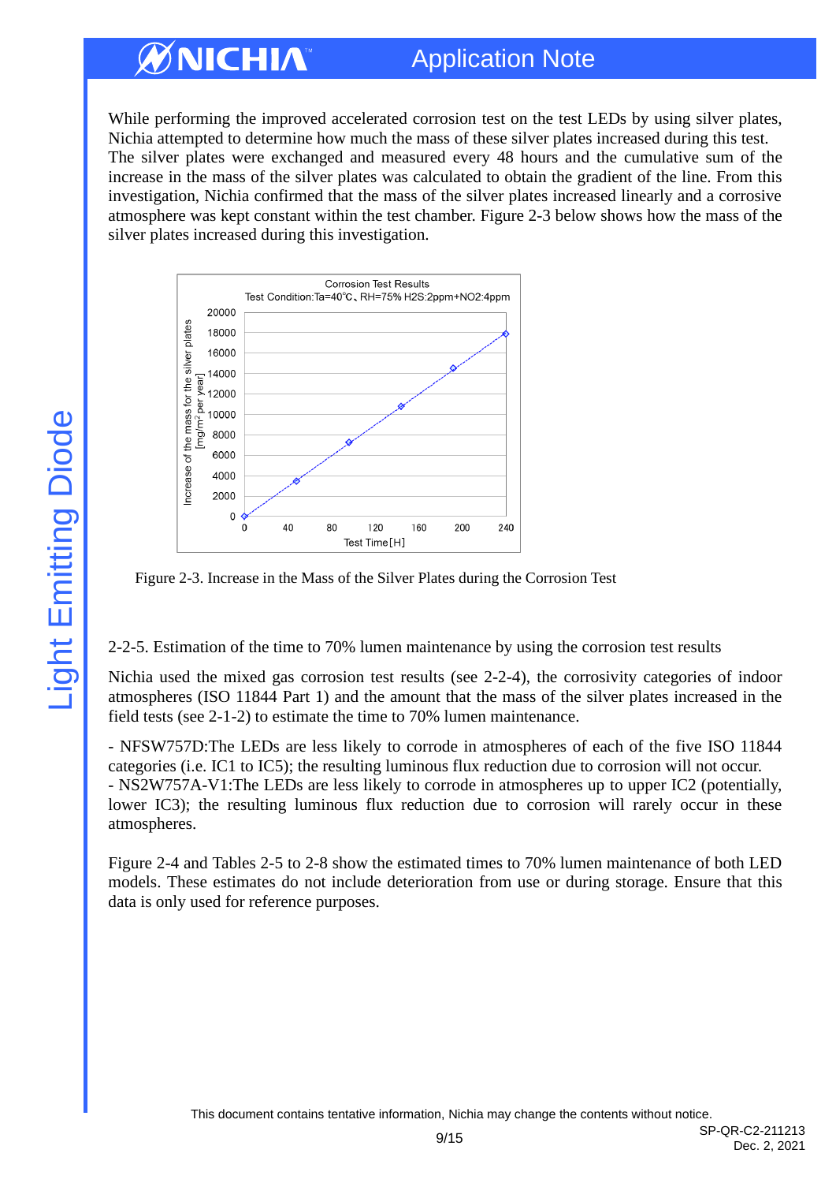While performing the improved accelerated corrosion test on the test LEDs by using silver plates, Nichia attempted to determine how much the mass of these silver plates increased during this test. The silver plates were exchanged and measured every 48 hours and the cumulative sum of the increase in the mass of the silver plates was calculated to obtain the gradient of the line. From this investigation, Nichia confirmed that the mass of the silver plates increased linearly and a corrosive atmosphere was kept constant within the test chamber. Figure 2-3 below shows how the mass of the silver plates increased during this investigation.

Figure 2-3. Increase in the Mass of the Silver Plates during the Corrosion Test

2-2-5. Estimation of the time to 70% lumen maintenance by using the corrosion test results

Nichia used the mixed gas corrosion test results (see 2-2-4), the corrosivity categories of indoor atmospheres (ISO 11844 Part 1) and the amount that the mass of the silver plates increased in the field tests (see 2-1-2) to estimate the time to 70% lumen maintenance.

- NFSW757D:The LEDs are less likely to corrode in atmospheres of each of the five ISO 11844 categories (i.e. IC1 to IC5); the resulting luminous flux reduction due to corrosion will not occur.
- NS2W757A-V1:The LEDs are less likely to corrode in atmospheres up to upper IC2 (potentially, lower IC3); the resulting luminous flux reduction due to corrosion will rarely occur in these atmospheres.

Figure 2-4 and Tables 2-5 to 2-8 show the estimated times to 70% lumen maintenance of both LED models. These estimates do not include deterioration from use or during storage. Ensure that this data is only used for reference purposes.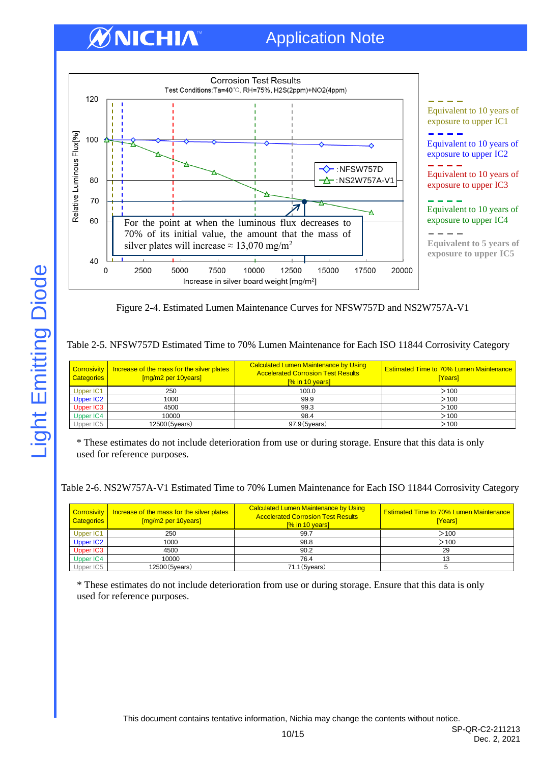Corrosion Test Results

Test Conditions:Ta=40℃, RH=75%, H2S(2ppm)+NO2(4ppm)

For the point at when the luminous flux decreases to 70% of its initial value, the amount that the mass of silver plates will increase ≈ 13,070 mg/m²

Equivalent to 10 years of exposure to upper IC1

Equivalent to 10 years of exposure to upper IC2

Equivalent to 10 years of exposure to upper IC3

Equivalent to 10 years of exposure to upper IC4

Equivalent to 5 years of exposure to upper IC5

Figure 2-4. Estimated Lumen Maintenance Curves for NFSW757D and NS2W757A-V1

Table 2-5. NFSW757D Estimated Time to 70% Lumen Maintenance for Each ISO 11844 Corrosivity Category

| Corrosivity Categories | Increase of the mass for the silver plates [mg/m2 per 10years] | Calculated Lumen Maintenance by Using Accelerated Corrosion Test Results [% in 10 years] | Estimated Time to 70% Lumen Maintenance [Years] |
|---|---|---|---|
| Upper IC1 | 250 | 100.0 | >100 |
| Upper IC2 | 1000 | 99.9 | >100 |
| Upper IC3 | 4500 | 99.3 | >100 |
| Upper IC4 | 10000 | 98.4 | >100 |
| Upper IC5 | 12500(5years) | 97.9(5years) | >100 |

\* These estimates do not include deterioration from use or during storage. Ensure that this data is only used for reference purposes.

Table 2-6. NS2W757A-V1 Estimated Time to 70% Lumen Maintenance for Each ISO 11844 Corrosivity Category

| Corrosivity Categories | Increase of the mass for the silver plates [mg/m2 per 10years] | Calculated Lumen Maintenance by Using Accelerated Corrosion Test Results [% in 10 years] | Estimated Time to 70% Lumen Maintenance [Years] |
|---|---|---|---|
| Upper IC1 | 250 | 99.7 | >100 |
| Upper IC2 | 1000 | 98.8 | >100 |
| Upper IC3 | 4500 | 90.2 | 29 |
| Upper IC4 | 10000 | 76.4 | 13 |
| Upper IC5 | 12500(5years) | 71.1(5years) | 5 |

\* These estimates do not include deterioration from use or during storage. Ensure that this data is only used for reference purposes.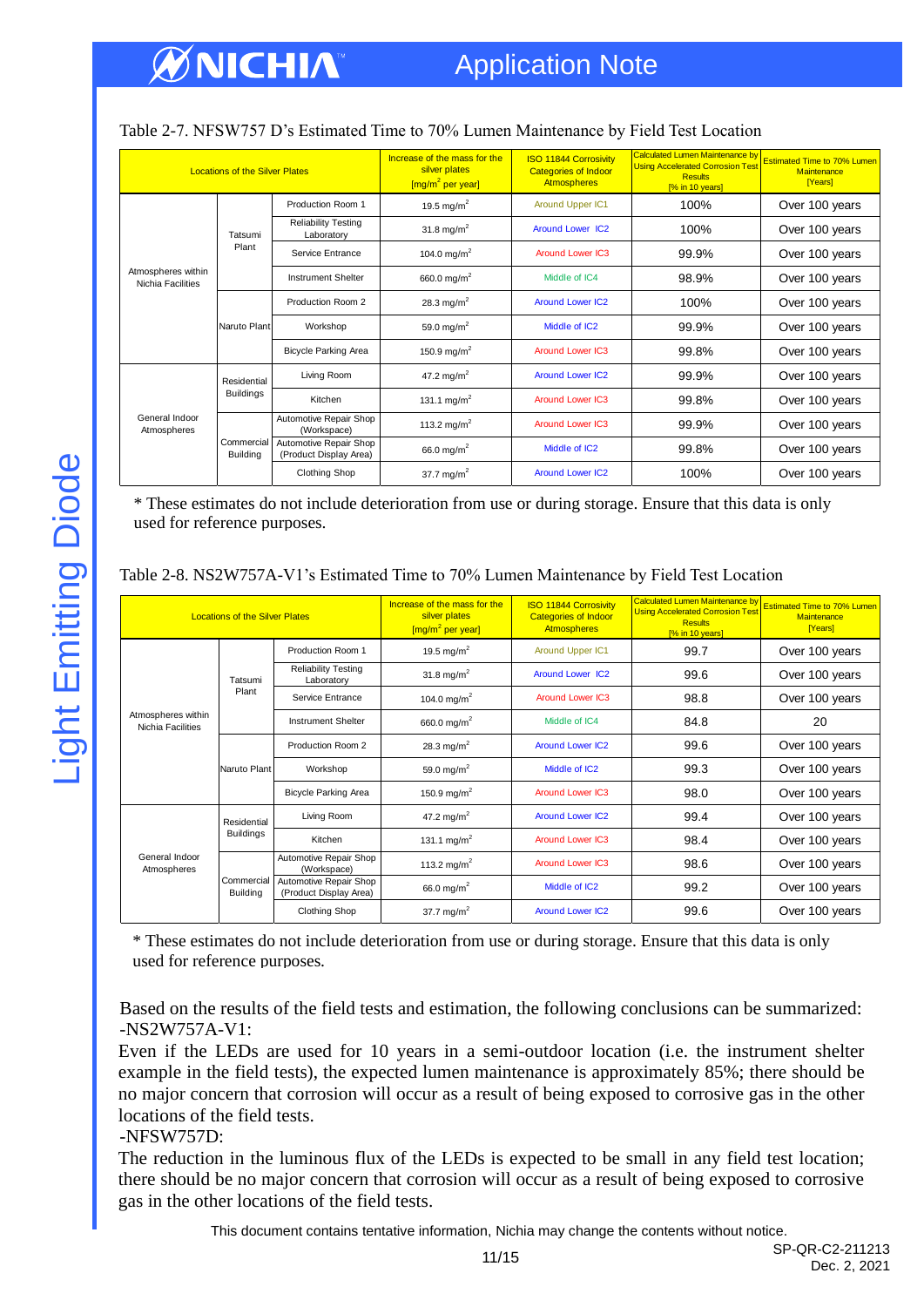Table 2-7. NFSW757 D's Estimated Time to 70% Lumen Maintenance by Field Test Location

| Locations of the Silver Plates | | | Increase of the mass for the silver plates [mg/m$^2$ per year] | ISO 11844 Corrosivity Categories of Indoor Atmospheres | Calculated Lumen Maintenance by Using Accelerated Corrosion Test Results [% in 10 years] | Estimated Time to 70% Lumen Maintenance [Years] |
|---|---|---|---|---|---|---|
| Atmospheres within Nichia Facilities | Tatsumi Plant | Production Room 1 | 19.5 mg/m$^2$ | Around Upper IC1 | 100% | Over 100 years |
| | | Reliability Testing Laboratory | 31.8 mg/m$^2$ | Around Lower IC2 | 100% | Over 100 years |
| | | Service Entrance | 104.0 mg/m$^2$ | Around Lower IC3 | 99.9% | Over 100 years |
| | | Instrument Shelter | 660.0 mg/m$^2$ | Middle of IC4 | 98.9% | Over 100 years |
| | Naruto Plant | Production Room 2 | 28.3 mg/m$^2$ | Around Lower IC2 | 100% | Over 100 years |
| | | Workshop | 59.0 mg/m$^2$ | Middle of IC2 | 99.9% | Over 100 years |
| | | Bicycle Parking Area | 150.9 mg/m$^2$ | Around Lower IC3 | 99.8% | Over 100 years |
| General Indoor Atmospheres | Residential Buildings | Living Room | 47.2 mg/m$^2$ | Around Lower IC2 | 99.9% | Over 100 years |
| | | Kitchen | 131.1 mg/m$^2$ | Around Lower IC3 | 99.8% | Over 100 years |
| | Commercial Building | Automotive Repair Shop (Workspace) | 113.2 mg/m$^2$ | Around Lower IC3 | 99.9% | Over 100 years |
| | | Automotive Repair Shop (Product Display Area) | 66.0 mg/m$^2$ | Middle of IC2 | 99.8% | Over 100 years |
| | | Clothing Shop | 37.7 mg/m$^2$ | Around Lower IC2 | 100% | Over 100 years |

* These estimates do not include deterioration from use or during storage. Ensure that this data is only used for reference purposes.

Table 2-8. NS2W757A-V1's Estimated Time to 70% Lumen Maintenance by Field Test Location

| Locations of the Silver Plates | | | Increase of the mass for the silver plates [mg/m$^2$ per year] | ISO 11844 Corrosivity Categories of Indoor Atmospheres | Calculated Lumen Maintenance by Using Accelerated Corrosion Test Results [% in 10 years] | Estimated Time to 70% Lumen Maintenance [Years] |
|---|---|---|---|---|---|---|
| Atmospheres within Nichia Facilities | Tatsumi Plant | Production Room 1 | 19.5 mg/m$^2$ | Around Upper IC1 | 99.7 | Over 100 years |
| | | Reliability Testing Laboratory | 31.8 mg/m$^2$ | Around Lower IC2 | 99.6 | Over 100 years |
| | | Service Entrance | 104.0 mg/m$^2$ | Around Lower IC3 | 98.8 | Over 100 years |
| | | Instrument Shelter | 660.0 mg/m$^2$ | Middle of IC4 | 84.8 | 20 |
| | Naruto Plant | Production Room 2 | 28.3 mg/m$^2$ | Around Lower IC2 | 99.6 | Over 100 years |
| | | Workshop | 59.0 mg/m$^2$ | Middle of IC2 | 99.3 | Over 100 years |
| | | Bicycle Parking Area | 150.9 mg/m$^2$ | Around Lower IC3 | 98.0 | Over 100 years |
| General Indoor Atmospheres | Residential Buildings | Living Room | 47.2 mg/m$^2$ | Around Lower IC2 | 99.4 | Over 100 years |
| | | Kitchen | 131.1 mg/m$^2$ | Around Lower IC3 | 98.4 | Over 100 years |
| | Commercial Building | Automotive Repair Shop (Workspace) | 113.2 mg/m$^2$ | Around Lower IC3 | 98.6 | Over 100 years |
| | | Automotive Repair Shop (Product Display Area) | 66.0 mg/m$^2$ | Middle of IC2 | 99.2 | Over 100 years |
| | | Clothing Shop | 37.7 mg/m$^2$ | Around Lower IC2 | 99.6 | Over 100 years |

* These estimates do not include deterioration from use or during storage. Ensure that this data is only used for reference purposes.

Based on the results of the field tests and estimation, the following conclusions can be summarized:

-NS2W757A-V1:

Even if the LEDs are used for 10 years in a semi-outdoor location (i.e. the instrument shelter example in the field tests), the expected lumen maintenance is approximately 85%; there should be no major concern that corrosion will occur as a result of being exposed to corrosive gas in the other locations of the field tests.

-NFSW757D:

The reduction in the luminous flux of the LEDs is expected to be small in any field test location; there should be no major concern that corrosion will occur as a result of being exposed to corrosive gas in the other locations of the field tests.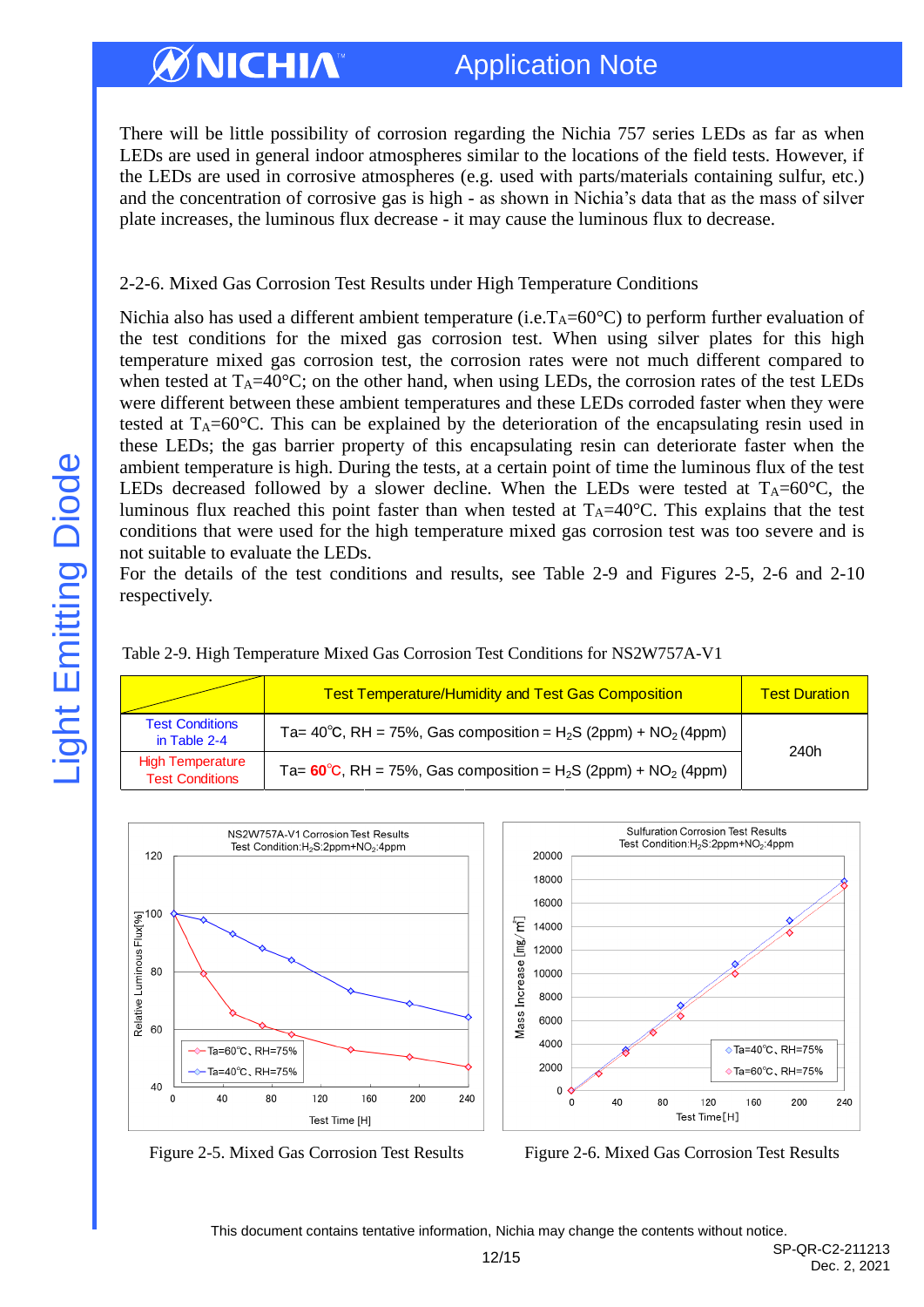There will be little possibility of corrosion regarding the Nichia 757 series LEDs as far as when LEDs are used in general indoor atmospheres similar to the locations of the field tests. However, if the LEDs are used in corrosive atmospheres (e.g. used with parts/materials containing sulfur, etc.) and the concentration of corrosive gas is high - as shown in Nichia's data that as the mass of silver plate increases, the luminous flux decrease - it may cause the luminous flux to decrease.

### 2-2-6. Mixed Gas Corrosion Test Results under High Temperature Conditions

Nichia also has used a different ambient temperature (i.e.$T_A$=60°C) to perform further evaluation of the test conditions for the mixed gas corrosion test. When using silver plates for this high temperature mixed gas corrosion test, the corrosion rates were not much different compared to when tested at $T_A$=40°C; on the other hand, when using LEDs, the corrosion rates of the test LEDs were different between these ambient temperatures and these LEDs corroded faster when they were tested at $T_A$=60°C. This can be explained by the deterioration of the encapsulating resin used in these LEDs; the gas barrier property of this encapsulating resin can deteriorate faster when the ambient temperature is high. During the tests, at a certain point of time the luminous flux of the test LEDs decreased followed by a slower decline. When the LEDs were tested at $T_A$=60°C, the luminous flux reached this point faster than when tested at $T_A$=40°C. This explains that the test conditions that were used for the high temperature mixed gas corrosion test was too severe and is not suitable to evaluate the LEDs.
For the details of the test conditions and results, see Table 2-9 and Figures 2-5, 2-6 and 2-10 respectively.

Table 2-9. High Temperature Mixed Gas Corrosion Test Conditions for NS2W757A-V1

| | Test Temperature/Humidity and Test Gas Composition | Test Duration |
|---|---|---|
| Test Conditions in Table 2-4 | Ta= 40℃, RH = 75%, Gas composition = $H_2S$ (2ppm) + $NO_2$ (4ppm) | 240h |
| High Temperature Test Conditions | Ta= **60**℃, RH = 75%, Gas composition = $H_2S$ (2ppm) + $NO_2$ (4ppm) | |

Figure 2-5. Mixed Gas Corrosion Test Results

Figure 2-6. Mixed Gas Corrosion Test Results

This document contains tentative information, Nichia may change the contents without notice.

SP-QR-C2-211213
Dec. 2, 2021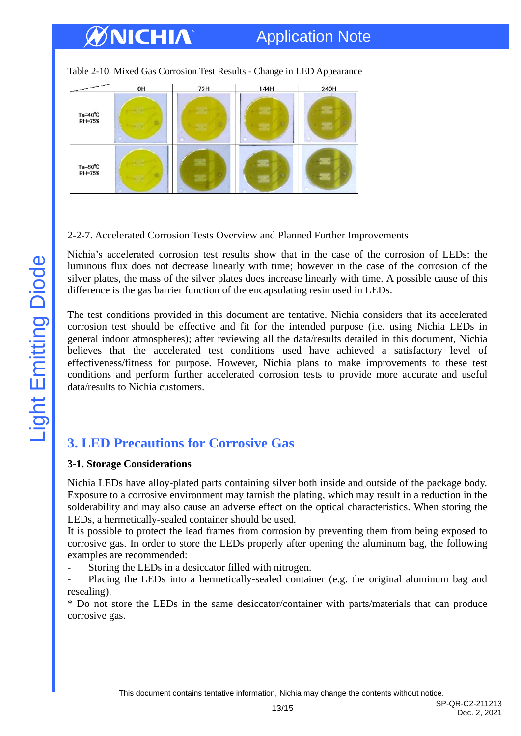Table 2-10. Mixed Gas Corrosion Test Results - Change in LED Appearance

| | 0H | 72H | 144H | 240H |
|---|---|---|---|---|
| Ta=40℃ RH=75% | | | | |
| Ta=60℃ RH=75% | | | | |

2-2-7. Accelerated Corrosion Tests Overview and Planned Further Improvements

Nichia's accelerated corrosion test results show that in the case of the corrosion of LEDs: the luminous flux does not decrease linearly with time; however in the case of the corrosion of the silver plates, the mass of the silver plates does increase linearly with time. A possible cause of this difference is the gas barrier function of the encapsulating resin used in LEDs.

The test conditions provided in this document are tentative. Nichia considers that its accelerated corrosion test should be effective and fit for the intended purpose (i.e. using Nichia LEDs in general indoor atmospheres); after reviewing all the data/results detailed in this document, Nichia believes that the accelerated test conditions used have achieved a satisfactory level of effectiveness/fitness for purpose. However, Nichia plans to make improvements to these test conditions and perform further accelerated corrosion tests to provide more accurate and useful data/results to Nichia customers.

## 3. LED Precautions for Corrosive Gas

### 3-1. Storage Considerations

Nichia LEDs have alloy-plated parts containing silver both inside and outside of the package body. Exposure to a corrosive environment may tarnish the plating, which may result in a reduction in the solderability and may also cause an adverse effect on the optical characteristics. When storing the LEDs, a hermetically-sealed container should be used.
It is possible to protect the lead frames from corrosion by preventing them from being exposed to corrosive gas. In order to store the LEDs properly after opening the aluminum bag, the following examples are recommended:

- Storing the LEDs in a desiccator filled with nitrogen.
- Placing the LEDs into a hermetically-sealed container (e.g. the original aluminum bag and resealing).

* Do not store the LEDs in the same desiccator/container with parts/materials that can produce corrosive gas.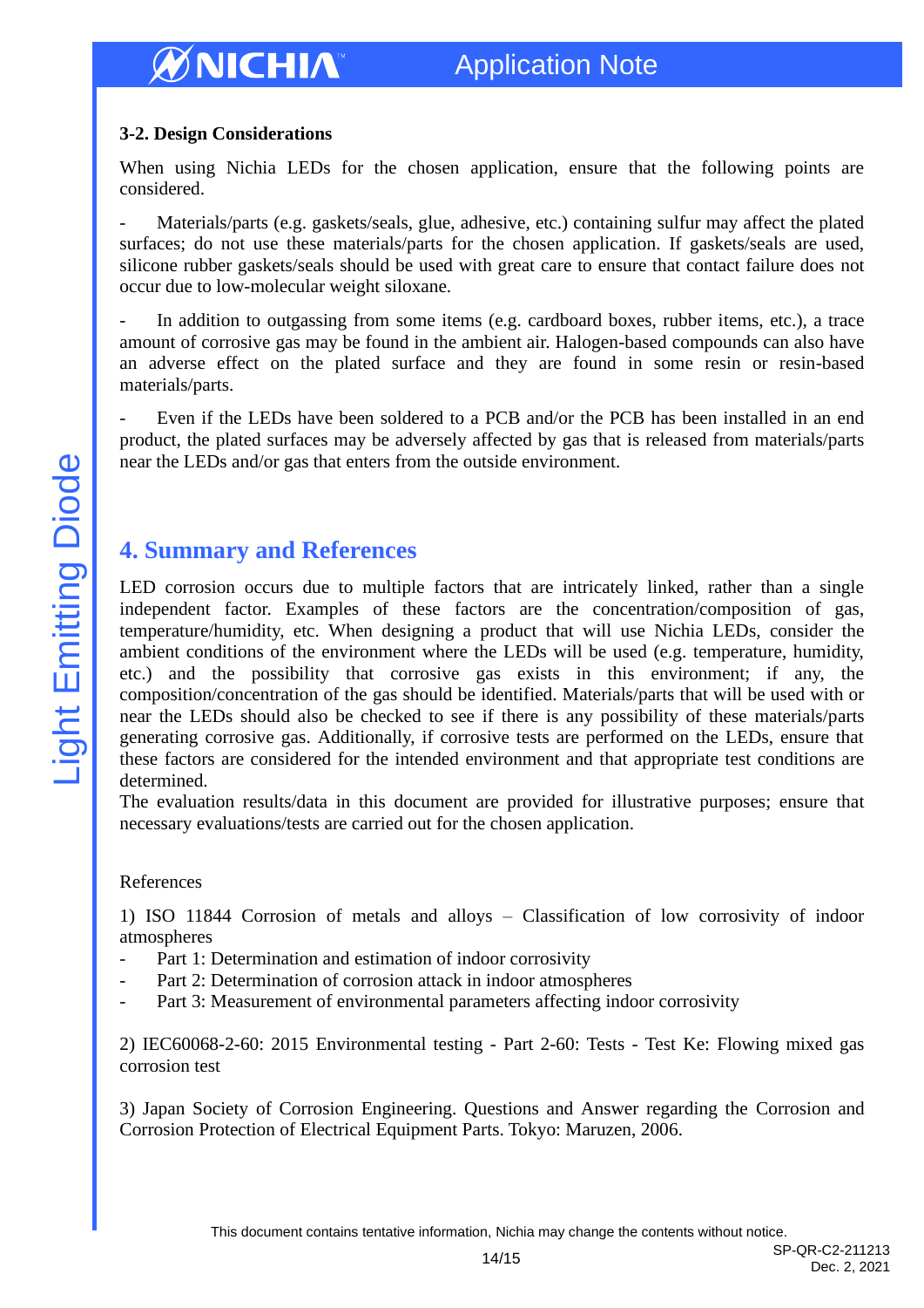### 3-2. Design Considerations

When using Nichia LEDs for the chosen application, ensure that the following points are considered.

- Materials/parts (e.g. gaskets/seals, glue, adhesive, etc.) containing sulfur may affect the plated surfaces; do not use these materials/parts for the chosen application. If gaskets/seals are used, silicone rubber gaskets/seals should be used with great care to ensure that contact failure does not occur due to low-molecular weight siloxane.

- In addition to outgassing from some items (e.g. cardboard boxes, rubber items, etc.), a trace amount of corrosive gas may be found in the ambient air. Halogen-based compounds can also have an adverse effect on the plated surface and they are found in some resin or resin-based materials/parts.

- Even if the LEDs have been soldered to a PCB and/or the PCB has been installed in an end product, the plated surfaces may be adversely affected by gas that is released from materials/parts near the LEDs and/or gas that enters from the outside environment.

## 4. Summary and References

LED corrosion occurs due to multiple factors that are intricately linked, rather than a single independent factor. Examples of these factors are the concentration/composition of gas, temperature/humidity, etc. When designing a product that will use Nichia LEDs, consider the ambient conditions of the environment where the LEDs will be used (e.g. temperature, humidity, etc.) and the possibility that corrosive gas exists in this environment; if any, the composition/concentration of the gas should be identified. Materials/parts that will be used with or near the LEDs should also be checked to see if there is any possibility of these materials/parts generating corrosive gas. Additionally, if corrosive tests are performed on the LEDs, ensure that these factors are considered for the intended environment and that appropriate test conditions are determined.
The evaluation results/data in this document are provided for illustrative purposes; ensure that necessary evaluations/tests are carried out for the chosen application.

References

1) ISO 11844 Corrosion of metals and alloys – Classification of low corrosivity of indoor atmospheres
- Part 1: Determination and estimation of indoor corrosivity
- Part 2: Determination of corrosion attack in indoor atmospheres
- Part 3: Measurement of environmental parameters affecting indoor corrosivity

2) IEC60068-2-60: 2015 Environmental testing - Part 2-60: Tests - Test Ke: Flowing mixed gas corrosion test

3) Japan Society of Corrosion Engineering. Questions and Answer regarding the Corrosion and Corrosion Protection of Electrical Equipment Parts. Tokyo: Maruzen, 2006.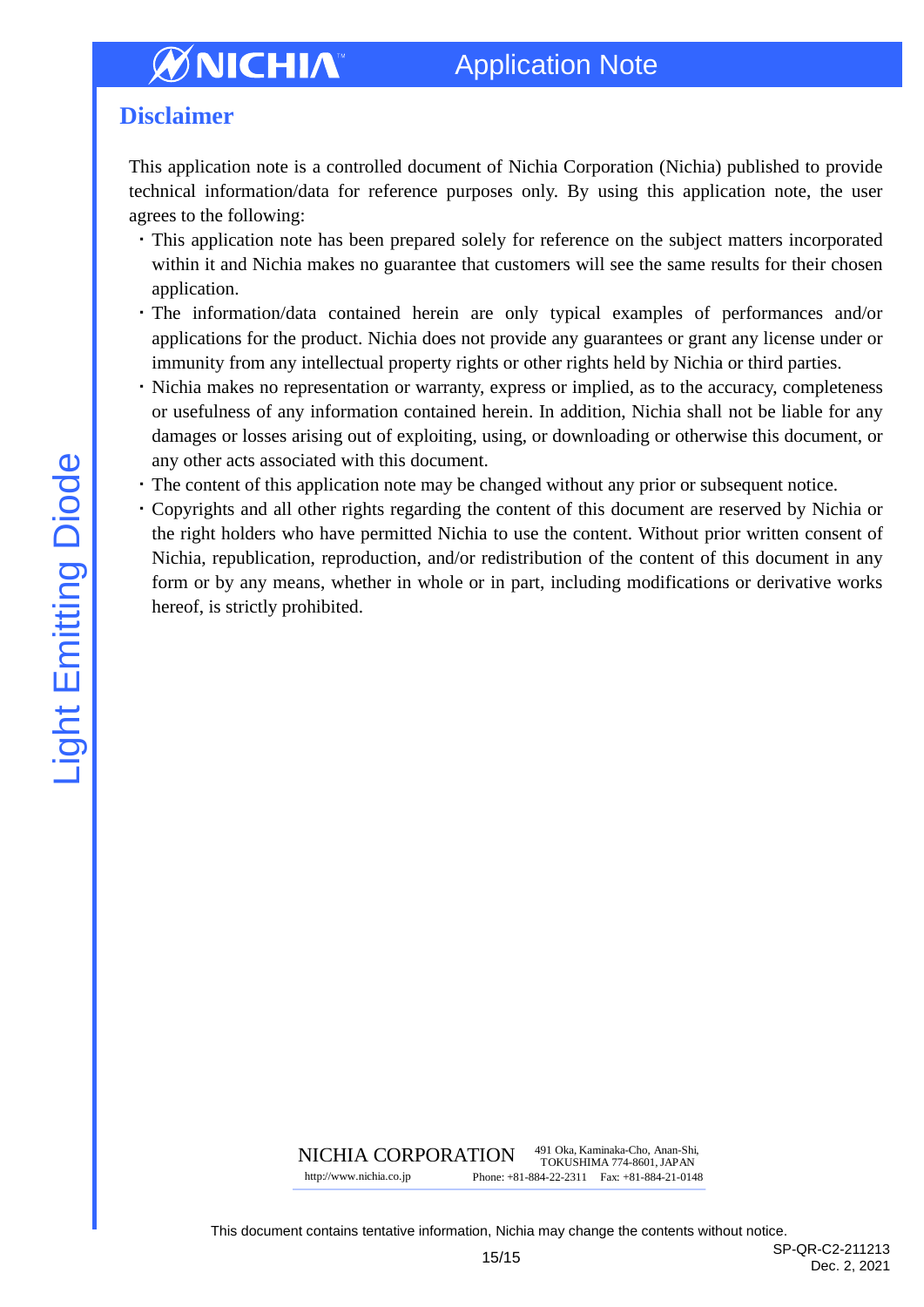## Disclaimer

This application note is a controlled document of Nichia Corporation (Nichia) published to provide technical information/data for reference purposes only. By using this application note, the user agrees to the following:

- This application note has been prepared solely for reference on the subject matters incorporated within it and Nichia makes no guarantee that customers will see the same results for their chosen application.
- The information/data contained herein are only typical examples of performances and/or applications for the product. Nichia does not provide any guarantees or grant any license under or immunity from any intellectual property rights or other rights held by Nichia or third parties.
- Nichia makes no representation or warranty, express or implied, as to the accuracy, completeness or usefulness of any information contained herein. In addition, Nichia shall not be liable for any damages or losses arising out of exploiting, using, or downloading or otherwise this document, or any other acts associated with this document.
- The content of this application note may be changed without any prior or subsequent notice.
- Copyrights and all other rights regarding the content of this document are reserved by Nichia or the right holders who have permitted Nichia to use the content. Without prior written consent of Nichia, republication, reproduction, and/or redistribution of the content of this document in any form or by any means, whether in whole or in part, including modifications or derivative works hereof, is strictly prohibited.

NICHIA CORPORATION
491 Oka, Kaminaka-Cho, Anan-Shi, TOKUSHIMA 774-8601, JAPAN
http://www.nichia.co.jp
Phone: +81-884-22-2311 Fax: +81-884-21-0148

This document contains tentative information, Nichia may change the contents without notice.